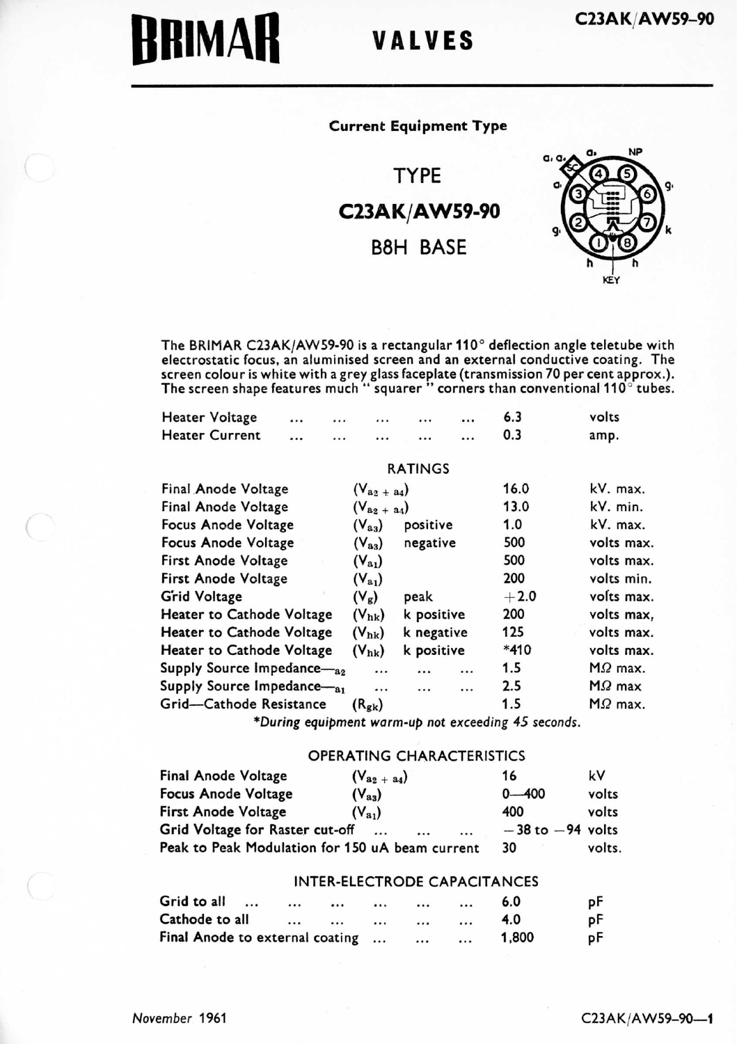# BRIMAR VALVES

C23AK/AW59-90

**Current Equipment Type**

## TYPE
## C23AK/AW59-90
## B8H BASE

The BRIMAR C23AK/AW59-90 is a rectangular 110° deflection angle teletube with electrostatic focus, an aluminised screen and an external conductive coating. The screen colour is white with a grey glass faceplate (transmission 70 per cent approx.). The screen shape features much " squarer " corners than conventional 110° tubes.

| | | |
|---|---|---|
| Heater Voltage | 6.3 | volts |
| Heater Current | 0.3 | amp. |

### RATINGS

| | | | | |
|---|---|---|---|---|
| Final Anode Voltage | $(V_{a2+a4})$ | | 16.0 | kV. max. |
| Final Anode Voltage | $(V_{a2+a4})$ | | 13.0 | kV. min. |
| Focus Anode Voltage | $(V_{a3})$ | positive | 1.0 | kV. max. |
| Focus Anode Voltage | $(V_{a3})$ | negative | 500 | volts max. |
| First Anode Voltage | $(V_{a1})$ | | 500 | volts max. |
| First Anode Voltage | $(V_{a1})$ | | 200 | volts min. |
| Grid Voltage | $(V_g)$ | peak | +2.0 | volts max. |
| Heater to Cathode Voltage | $(V_{hk})$ | k positive | 200 | volts max, |
| Heater to Cathode Voltage | $(V_{hk})$ | k negative | 125 | volts max. |
| Heater to Cathode Voltage | $(V_{hk})$ | k positive | *410 | volts max. |
| Supply Source Impedance—$_{a2}$ | | | 1.5 | MΩ max. |
| Supply Source Impedance—$_{a1}$ | | | 2.5 | MΩ max |
| Grid—Cathode Resistance | $(R_{gk})$ | | 1.5 | MΩ max. |

*\*During equipment warm-up not exceeding 45 seconds.*

### OPERATING CHARACTERISTICS

| | | | |
|---|---|---|---|
| Final Anode Voltage | $(V_{a2+a4})$ | 16 | kV |
| Focus Anode Voltage | $(V_{a3})$ | 0—400 | volts |
| First Anode Voltage | $(V_{a1})$ | 400 | volts |
| Grid Voltage for Raster cut-off | | −38 to −94 | volts |
| Peak to Peak Modulation for 150 uA beam current | | 30 | volts. |

### INTER-ELECTRODE CAPACITANCES

| | | |
|---|---|---|
| Grid to all | 6.0 | pF |
| Cathode to all | 4.0 | pF |
| Final Anode to external coating | 1,800 | pF |

November 1961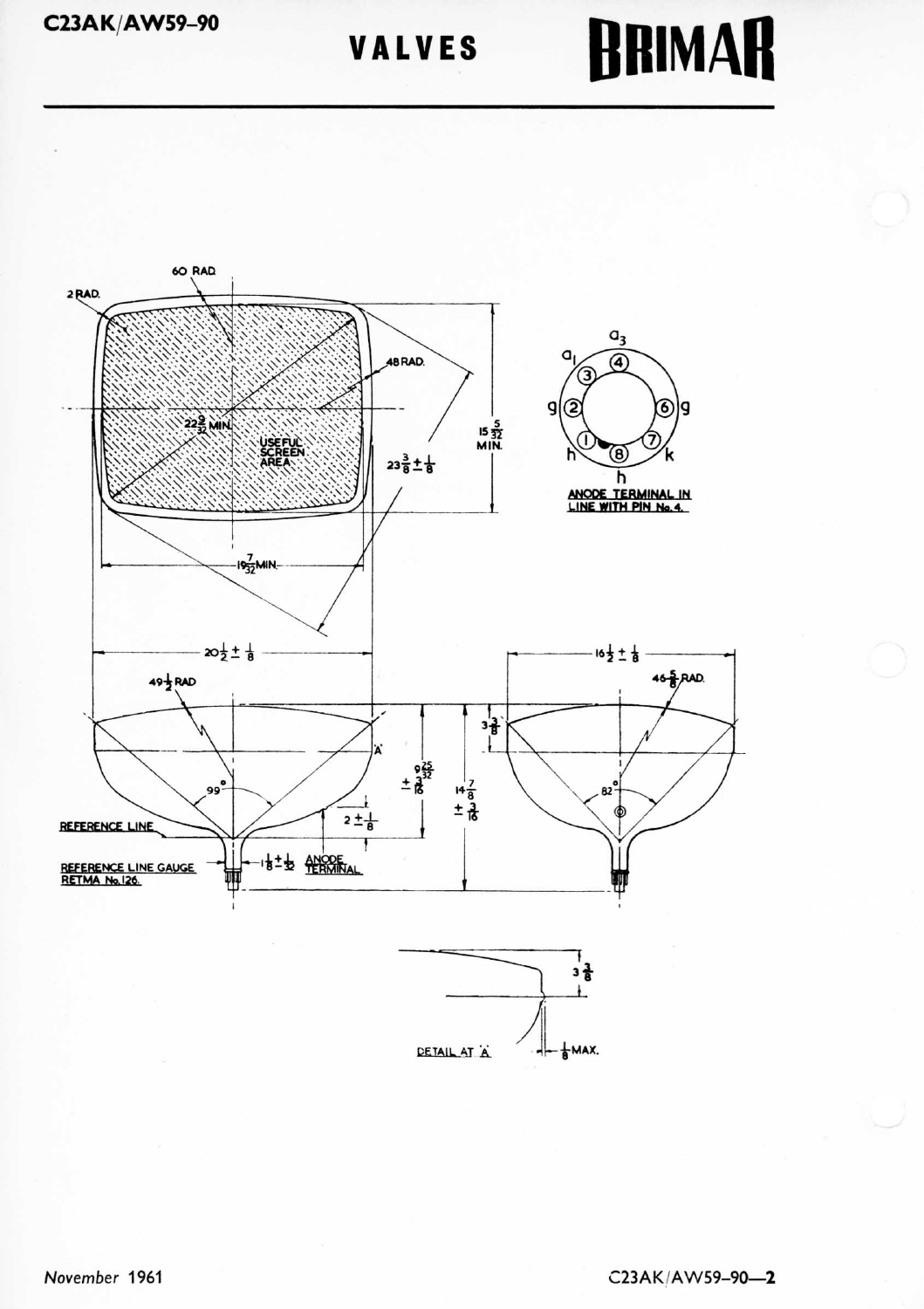# VALVES

**BRIMAR**

60 RAD.

2 RAD.

48 RAD.

$22\frac{9}{32}$ MIN.

USEFUL SCREEN AREA

$23\frac{3}{8} \pm \frac{1}{8}$

$15\frac{5}{32}$ MIN.

$19\frac{7}{32}$ MIN.

$a_3$

$a_1$

g ② ⑥ g

h ① ⑦ k

h ⑧

③ ④

ANODE TERMINAL IN LINE WITH PIN No. 4.

$20\frac{1}{2} \pm \frac{1}{8}$

$49\frac{1}{2}$ RAD

'A'

99°

$9\frac{25}{32} \pm \frac{3}{16}$

$14\frac{7}{8} \pm \frac{3}{16}$

$2 \pm \frac{1}{8}$

REFERENCE LINE

REFERENCE LINE GAUGE RETMA No. 126.

$1\frac{1}{8} \pm \frac{1}{32}$ ANODE TERMINAL

$16\frac{1}{2} \pm \frac{1}{8}$

$46\frac{5}{8}$ RAD.

$3\frac{3}{8}$

82°

$3\frac{3}{8}$

DETAIL AT 'A'

$\frac{1}{8}$ MAX.

November 1961